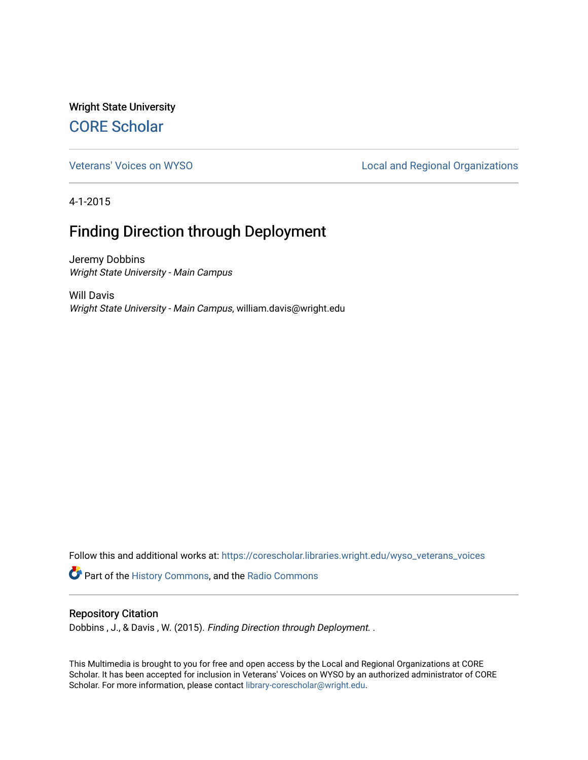Wright State University

## CORE Scholar

Veterans' Voices on WYSO | Local and Regional Organizations

4-1-2015

# Finding Direction through Deployment

Jeremy Dobbins
*Wright State University - Main Campus*

Will Davis
*Wright State University - Main Campus*, william.davis@wright.edu

Follow this and additional works at: https://corescholar.libraries.wright.edu/wyso_veterans_voices

Part of the History Commons, and the Radio Commons

### Repository Citation

Dobbins , J., & Davis , W. (2015). *Finding Direction through Deployment.* .

This Multimedia is brought to you for free and open access by the Local and Regional Organizations at CORE Scholar. It has been accepted for inclusion in Veterans' Voices on WYSO by an authorized administrator of CORE Scholar. For more information, please contact library-corescholar@wright.edu.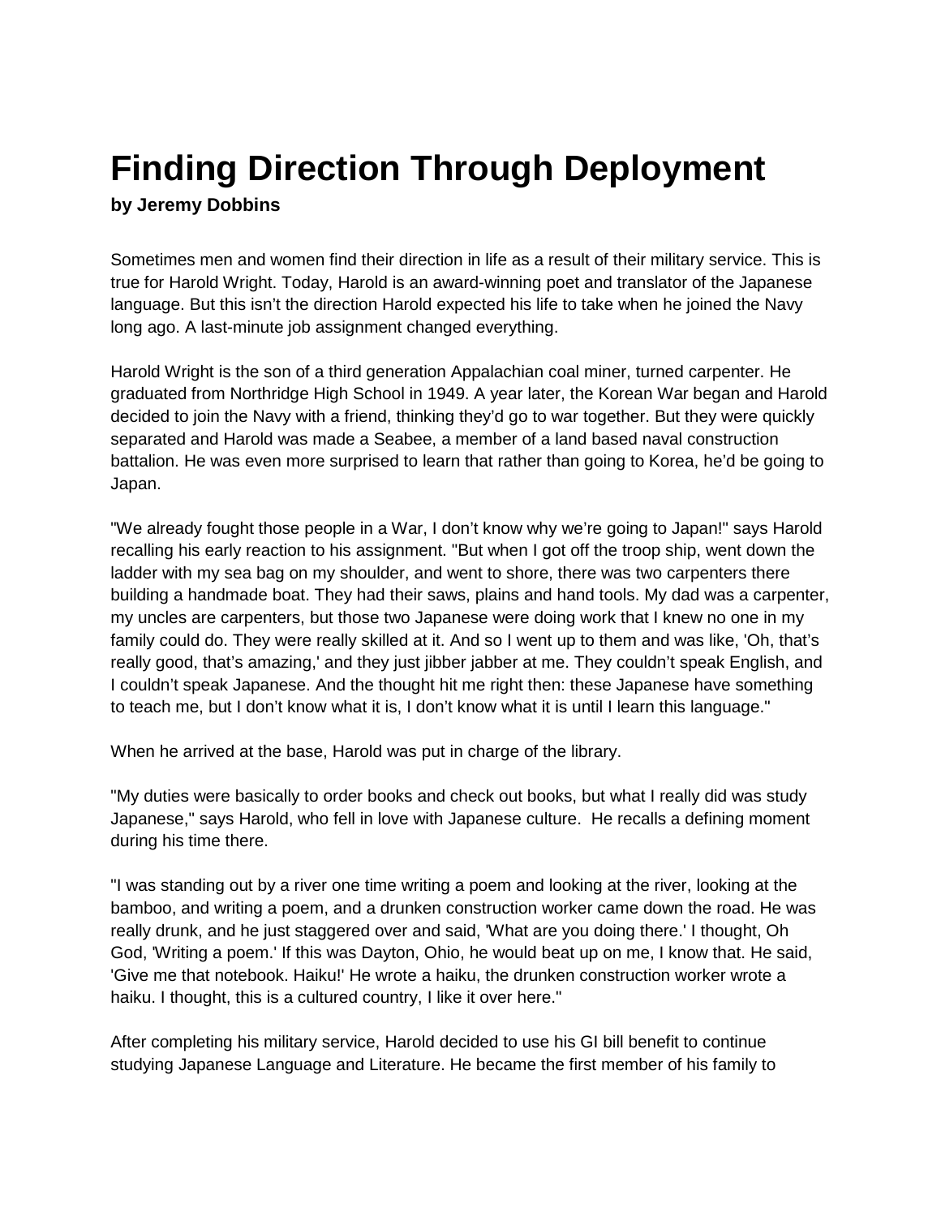# Finding Direction Through Deployment

**by Jeremy Dobbins**

Sometimes men and women find their direction in life as a result of their military service. This is true for Harold Wright. Today, Harold is an award-winning poet and translator of the Japanese language. But this isn't the direction Harold expected his life to take when he joined the Navy long ago. A last-minute job assignment changed everything.

Harold Wright is the son of a third generation Appalachian coal miner, turned carpenter. He graduated from Northridge High School in 1949. A year later, the Korean War began and Harold decided to join the Navy with a friend, thinking they'd go to war together. But they were quickly separated and Harold was made a Seabee, a member of a land based naval construction battalion. He was even more surprised to learn that rather than going to Korea, he'd be going to Japan.

"We already fought those people in a War, I don't know why we're going to Japan!" says Harold recalling his early reaction to his assignment. "But when I got off the troop ship, went down the ladder with my sea bag on my shoulder, and went to shore, there was two carpenters there building a handmade boat. They had their saws, plains and hand tools. My dad was a carpenter, my uncles are carpenters, but those two Japanese were doing work that I knew no one in my family could do. They were really skilled at it. And so I went up to them and was like, 'Oh, that's really good, that's amazing,' and they just jibber jabber at me. They couldn't speak English, and I couldn't speak Japanese. And the thought hit me right then: these Japanese have something to teach me, but I don't know what it is, I don't know what it is until I learn this language."

When he arrived at the base, Harold was put in charge of the library.

"My duties were basically to order books and check out books, but what I really did was study Japanese," says Harold, who fell in love with Japanese culture. He recalls a defining moment during his time there.

"I was standing out by a river one time writing a poem and looking at the river, looking at the bamboo, and writing a poem, and a drunken construction worker came down the road. He was really drunk, and he just staggered over and said, 'What are you doing there.' I thought, Oh God, 'Writing a poem.' If this was Dayton, Ohio, he would beat up on me, I know that. He said, 'Give me that notebook. Haiku!' He wrote a haiku, the drunken construction worker wrote a haiku. I thought, this is a cultured country, I like it over here."

After completing his military service, Harold decided to use his GI bill benefit to continue studying Japanese Language and Literature. He became the first member of his family to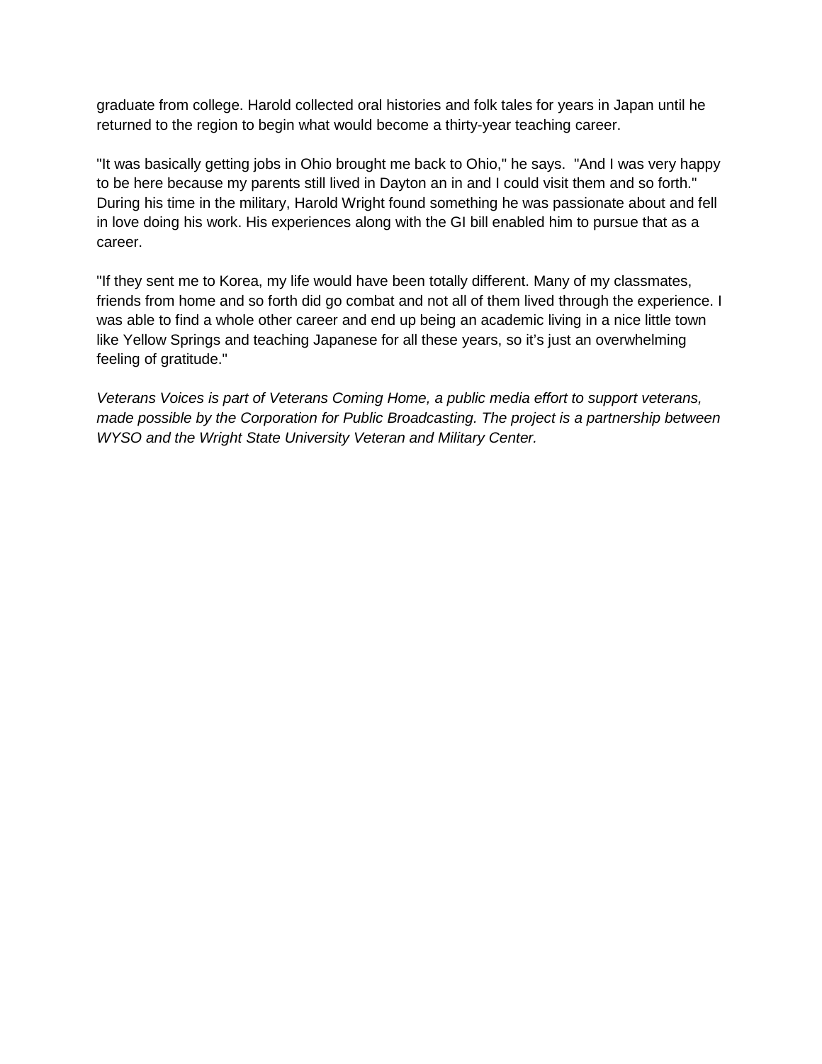graduate from college. Harold collected oral histories and folk tales for years in Japan until he returned to the region to begin what would become a thirty-year teaching career.

"It was basically getting jobs in Ohio brought me back to Ohio," he says.  "And I was very happy to be here because my parents still lived in Dayton an in and I could visit them and so forth." During his time in the military, Harold Wright found something he was passionate about and fell in love doing his work. His experiences along with the GI bill enabled him to pursue that as a career.

"If they sent me to Korea, my life would have been totally different. Many of my classmates, friends from home and so forth did go combat and not all of them lived through the experience. I was able to find a whole other career and end up being an academic living in a nice little town like Yellow Springs and teaching Japanese for all these years, so it's just an overwhelming feeling of gratitude."

*Veterans Voices is part of Veterans Coming Home, a public media effort to support veterans, made possible by the Corporation for Public Broadcasting. The project is a partnership between WYSO and the Wright State University Veteran and Military Center.*